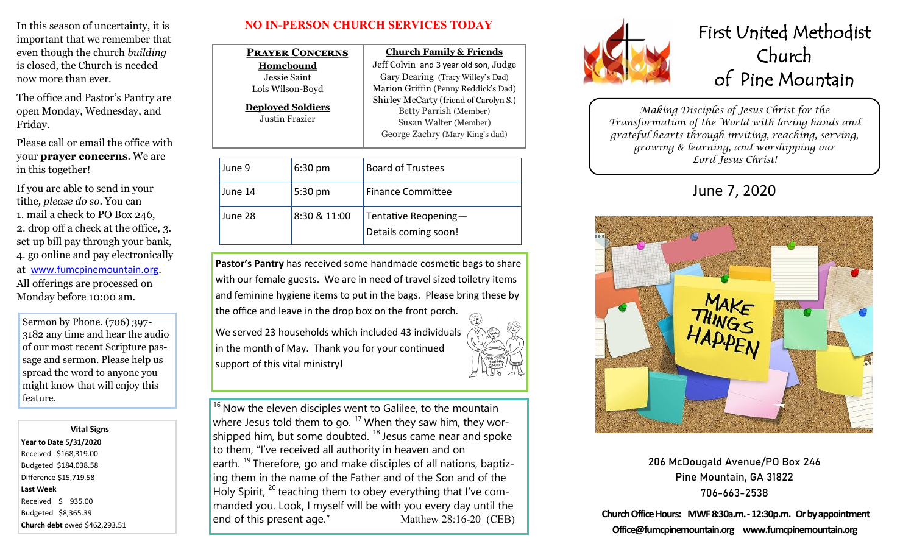# First United Methodist Church of Pine Mountain

*Making Disciples of Jesus Christ for the Transformation of the World with loving hands and grateful hearts through inviting, reaching, serving, growing & learning, and worshipping our Lord Jesus Christ!*

## June 7, 2020

**206 McDougald Avenue/PO Box 246**
**Pine Mountain, GA 31822**
**706-663-2538**

**Church Office Hours: MWF 8:30a.m. - 12:30p.m. Or by appointment**
**Office@fumcpinemountain.org www.fumcpinemountain.org**

---

In this season of uncertainty, it is important that we remember that even though the church *building* is closed, the Church is needed now more than ever.

The office and Pastor's Pantry are open Monday, Wednesday, and Friday.

Please call or email the office with your **prayer concerns**. We are in this together!

If you are able to send in your tithe, *please do so*. You can
1. mail a check to PO Box 246,
2. drop off a check at the office,
3. set up bill pay through your bank,
4. go online and pay electronically at www.fumcpinemountain.org.

All offerings are processed on Monday before 10:00 am.

Sermon by Phone. (706) 397-3182 any time and hear the audio of our most recent Scripture passage and sermon. Please help us spread the word to anyone you might know that will enjoy this feature.

**Vital Signs**

**Year to Date 5/31/2020**
Received $168,319.00
Budgeted $184,038.58
Difference $15,719.58

**Last Week**
Received $ 935.00
Budgeted $8,365.39

**Church debt** owed $462,293.51

---

## NO IN-PERSON CHURCH SERVICES TODAY

**PRAYER CONCERNS**

**Homebound**
Jessie Saint
Lois Wilson-Boyd

**Deployed Soldiers**
Justin Frazier

**Church Family & Friends**
Jeff Colvin and 3 year old son, Judge
Gary Dearing (Tracy Willey's Dad)
Marion Griffin (Penny Reddick's Dad)
Shirley McCarty (friend of Carolyn S.)
Betty Parrish (Member)
Susan Walter (Member)
George Zachry (Mary King's dad)

| June 9 | 6:30 pm | Board of Trustees |
|---|---|---|
| June 14 | 5:30 pm | Finance Committee |
| June 28 | 8:30 & 11:00 | Tentative Reopening—Details coming soon! |

**Pastor's Pantry** has received some handmade cosmetic bags to share with our female guests. We are in need of travel sized toiletry items and feminine hygiene items to put in the bags. Please bring these by the office and leave in the drop box on the front porch.

We served 23 households which included 43 individuals in the month of May. Thank you for your continued support of this vital ministry!

[16] Now the eleven disciples went to Galilee, to the mountain where Jesus told them to go. [17] When they saw him, they worshipped him, but some doubted. [18] Jesus came near and spoke to them, "I've received all authority in heaven and on earth. [19] Therefore, go and make disciples of all nations, baptizing them in the name of the Father and of the Son and of the Holy Spirit, [20] teaching them to obey everything that I've commanded you. Look, I myself will be with you every day until the end of this present age." Matthew 28:16-20 (CEB)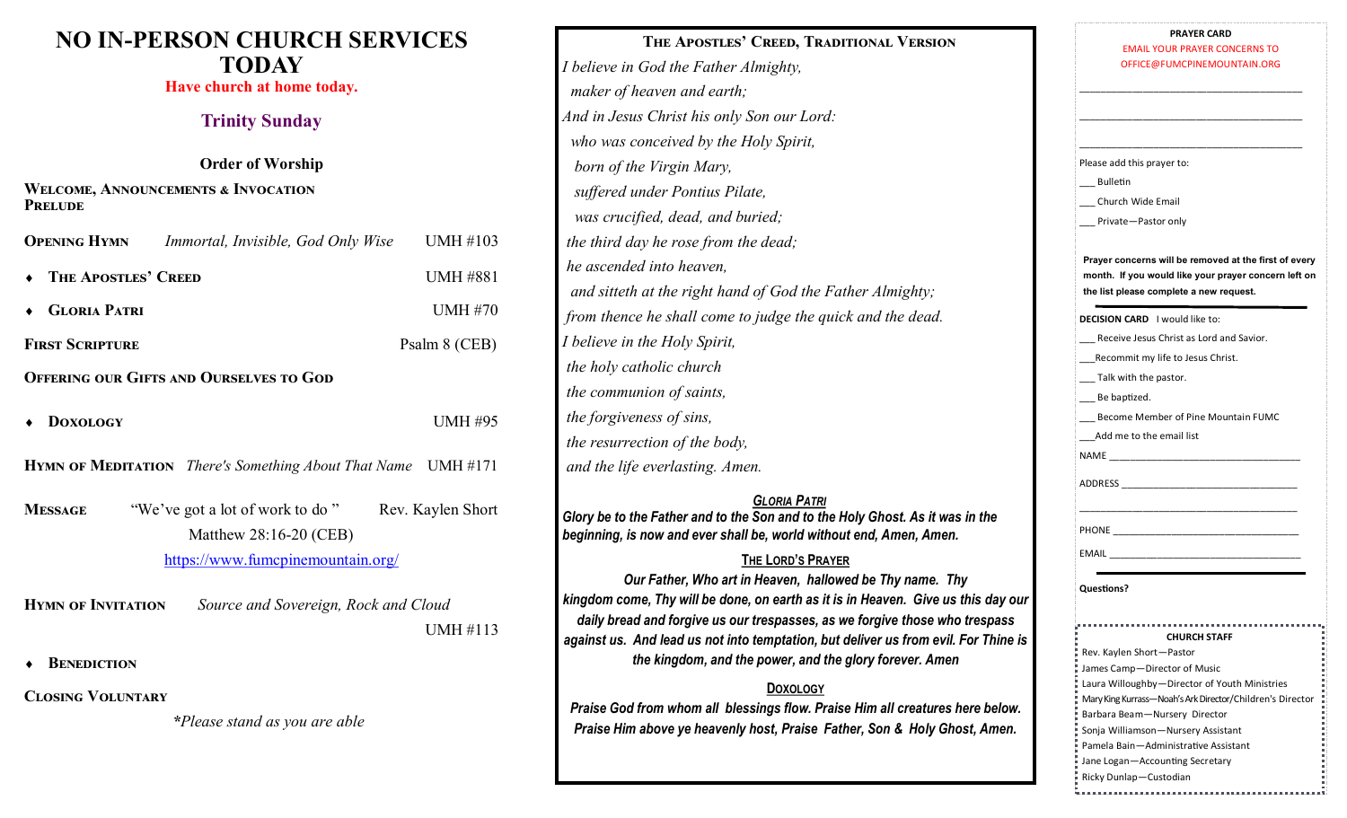# NO IN-PERSON CHURCH SERVICES TODAY

**Have church at home today.**

## Trinity Sunday

### Order of Worship

**WELCOME, ANNOUNCEMENTS & INVOCATION**
**PRELUDE**

**OPENING HYMN** *Immortal, Invisible, God Only Wise* UMH #103

- **THE APOSTLES' CREED** UMH #881
- **GLORIA PATRI** UMH #70

**FIRST SCRIPTURE** Psalm 8 (CEB)

**OFFERING OUR GIFTS AND OURSELVES TO GOD**

- **DOXOLOGY** UMH #95

**HYMN OF MEDITATION** *There's Something About That Name* UMH #171

**MESSAGE** "We've got a lot of work to do" Rev. Kaylen Short
Matthew 28:16-20 (CEB)
https://www.fumcpinemountain.org/

**HYMN OF INVITATION** *Source and Sovereign, Rock and Cloud* UMH #113

- **BENEDICTION**

**CLOSING VOLUNTARY**

*\*Please stand as you are able*

### THE APOSTLES' CREED, TRADITIONAL VERSION

*I believe in God the Father Almighty,*
*maker of heaven and earth;*
*And in Jesus Christ his only Son our Lord:*
*who was conceived by the Holy Spirit,*
*born of the Virgin Mary,*
*suffered under Pontius Pilate,*
*was crucified, dead, and buried;*
*the third day he rose from the dead;*
*he ascended into heaven,*
*and sitteth at the right hand of God the Father Almighty;*
*from thence he shall come to judge the quick and the dead.*
*I believe in the Holy Spirit,*
*the holy catholic church*
*the communion of saints,*
*the forgiveness of sins,*
*the resurrection of the body,*
*and the life everlasting. Amen.*

**GLORIA PATRI**

***Glory be to the Father and to the Son and to the Holy Ghost. As it was in the beginning, is now and ever shall be, world without end, Amen, Amen.***

**THE LORD'S PRAYER**

***Our Father, Who art in Heaven, hallowed be Thy name. Thy kingdom come, Thy will be done, on earth as it is in Heaven. Give us this day our daily bread and forgive us our trespasses, as we forgive those who trespass against us. And lead us not into temptation, but deliver us from evil. For Thine is the kingdom, and the power, and the glory forever. Amen***

**DOXOLOGY**

***Praise God from whom all blessings flow. Praise Him all creatures here below. Praise Him above ye heavenly host, Praise Father, Son & Holy Ghost, Amen.***

**PRAYER CARD**

EMAIL YOUR PRAYER CONCERNS TO OFFICE@FUMCPINEMOUNTAIN.ORG

____________________________________

____________________________________

____________________________________

Please add this prayer to:

___ Bulletin

___ Church Wide Email

___ Private—Pastor only

**Prayer concerns will be removed at the first of every month. If you would like your prayer concern left on the list please complete a new request.**

**DECISION CARD** I would like to:

___ Receive Jesus Christ as Lord and Savior.

___Recommit my life to Jesus Christ.

___ Talk with the pastor.

___ Be baptized.

___ Become Member of Pine Mountain FUMC

___Add me to the email list

NAME ________________________________

ADDRESS ______________________________

____________________________________

PHONE ________________________________

EMAIL ________________________________

**Questions?**

**CHURCH STAFF**

Rev. Kaylen Short—Pastor
James Camp—Director of Music
Laura Willoughby—Director of Youth Ministries
Mary King Kurrass—Noah's Ark Director/Children's Director
Barbara Beam—Nursery Director
Sonja Williamson—Nursery Assistant
Pamela Bain—Administrative Assistant
Jane Logan—Accounting Secretary
Ricky Dunlap—Custodian